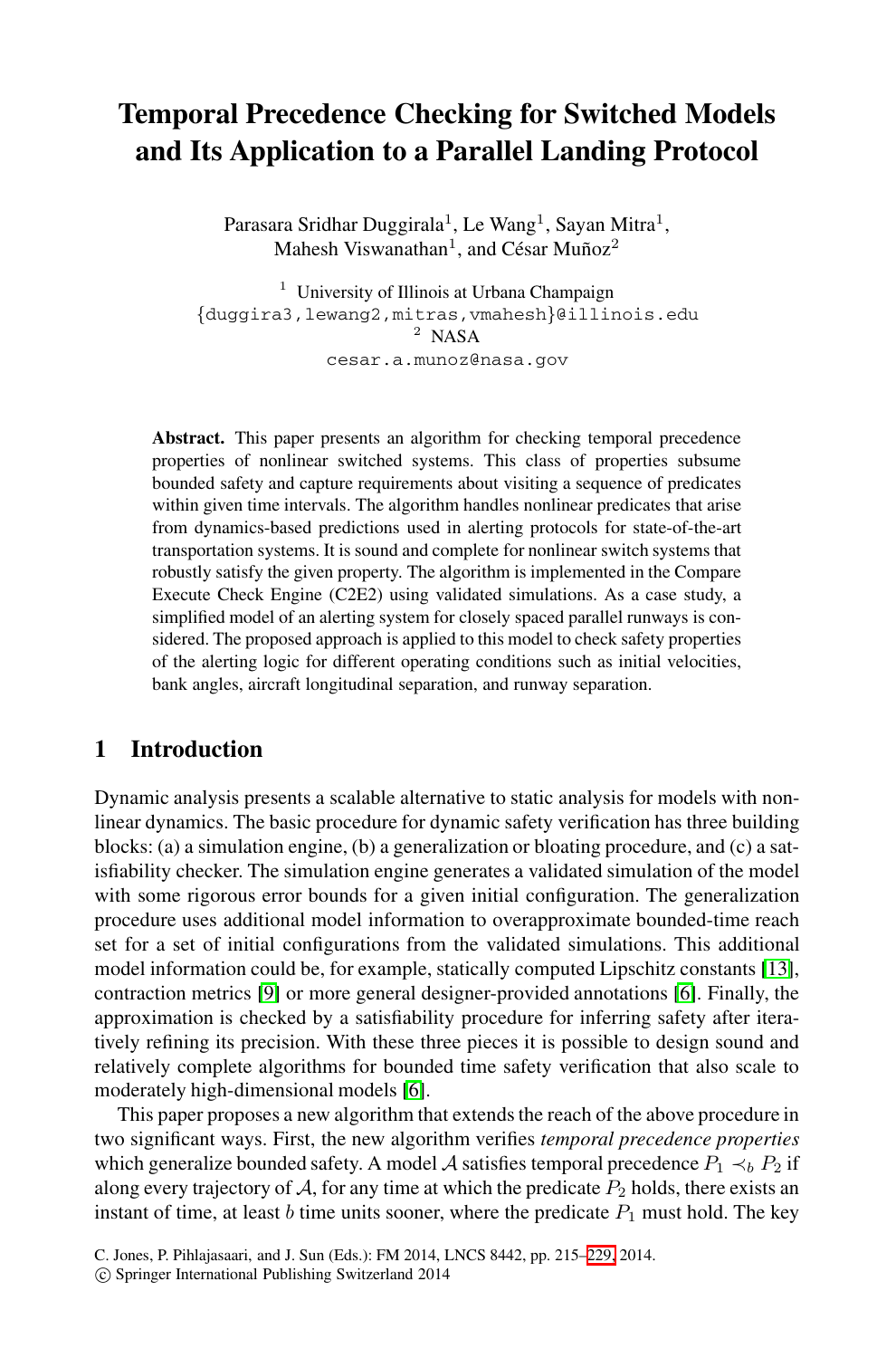# Temporal Precedence Checking for Switched Models and Its Application to a Parallel Landing Protocol

Parasara Sridhar Duggirala[1], Le Wang[1], Sayan Mitra[1], Mahesh Viswanathan[1], and César Muñoz[2]

[1] University of Illinois at Urbana Champaign
{duggira3,lewang2,mitras,vmahesh}@illinois.edu
[2] NASA
cesar.a.munoz@nasa.gov

**Abstract.** This paper presents an algorithm for checking temporal precedence properties of nonlinear switched systems. This class of properties subsume bounded safety and capture requirements about visiting a sequence of predicates within given time intervals. The algorithm handles nonlinear predicates that arise from dynamics-based predictions used in alerting protocols for state-of-the-art transportation systems. It is sound and complete for nonlinear switch systems that robustly satisfy the given property. The algorithm is implemented in the Compare Execute Check Engine (C2E2) using validated simulations. As a case study, a simplified model of an alerting system for closely spaced parallel runways is considered. The proposed approach is applied to this model to check safety properties of the alerting logic for different operating conditions such as initial velocities, bank angles, aircraft longitudinal separation, and runway separation.

## 1 Introduction

Dynamic analysis presents a scalable alternative to static analysis for models with nonlinear dynamics. The basic procedure for dynamic safety verification has three building blocks: (a) a simulation engine, (b) a generalization or bloating procedure, and (c) a satisfiability checker. The simulation engine generates a validated simulation of the model with some rigorous error bounds for a given initial configuration. The generalization procedure uses additional model information to overapproximate bounded-time reach set for a set of initial configurations from the validated simulations. This additional model information could be, for example, statically computed Lipschitz constants [13], contraction metrics [9] or more general designer-provided annotations [6]. Finally, the approximation is checked by a satisfiability procedure for inferring safety after iteratively refining its precision. With these three pieces it is possible to design sound and relatively complete algorithms for bounded time safety verification that also scale to moderately high-dimensional models [6].

This paper proposes a new algorithm that extends the reach of the above procedure in two significant ways. First, the new algorithm verifies *temporal precedence properties* which generalize bounded safety. A model $\mathcal{A}$ satisfies temporal precedence $P_1 \prec_b P_2$ if along every trajectory of $\mathcal{A}$, for any time at which the predicate $P_2$ holds, there exists an instant of time, at least $b$ time units sooner, where the predicate $P_1$ must hold. The key

C. Jones, P. Pihlajasaari, and J. Sun (Eds.): FM 2014, LNCS 8442, pp. 215–229, 2014.
© Springer International Publishing Switzerland 2014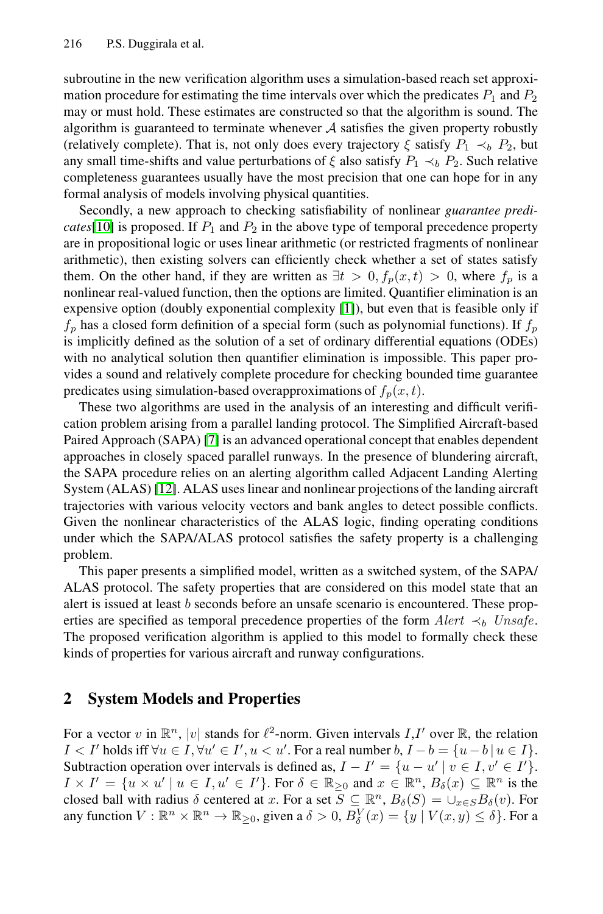subroutine in the new verification algorithm uses a simulation-based reach set approximation procedure for estimating the time intervals over which the predicates $P_1$ and $P_2$ may or must hold. These estimates are constructed so that the algorithm is sound. The algorithm is guaranteed to terminate whenever $\mathcal{A}$ satisfies the given property robustly (relatively complete). That is, not only does every trajectory $\xi$ satisfy $P_1 \prec_b P_2$, but any small time-shifts and value perturbations of $\xi$ also satisfy $P_1 \prec_b P_2$. Such relative completeness guarantees usually have the most precision that one can hope for in any formal analysis of models involving physical quantities.

Secondly, a new approach to checking satisfiability of nonlinear *guarantee predicates*[10] is proposed. If $P_1$ and $P_2$ in the above type of temporal precedence property are in propositional logic or uses linear arithmetic (or restricted fragments of nonlinear arithmetic), then existing solvers can efficiently check whether a set of states satisfy them. On the other hand, if they are written as $\exists t > 0, f_p(x,t) > 0$, where $f_p$ is a nonlinear real-valued function, then the options are limited. Quantifier elimination is an expensive option (doubly exponential complexity [1]), but even that is feasible only if $f_p$ has a closed form definition of a special form (such as polynomial functions). If $f_p$ is implicitly defined as the solution of a set of ordinary differential equations (ODEs) with no analytical solution then quantifier elimination is impossible. This paper provides a sound and relatively complete procedure for checking bounded time guarantee predicates using simulation-based overapproximations of $f_p(x,t)$.

These two algorithms are used in the analysis of an interesting and difficult verification problem arising from a parallel landing protocol. The Simplified Aircraft-based Paired Approach (SAPA) [7] is an advanced operational concept that enables dependent approaches in closely spaced parallel runways. In the presence of blundering aircraft, the SAPA procedure relies on an alerting algorithm called Adjacent Landing Alerting System (ALAS) [12]. ALAS uses linear and nonlinear projections of the landing aircraft trajectories with various velocity vectors and bank angles to detect possible conflicts. Given the nonlinear characteristics of the ALAS logic, finding operating conditions under which the SAPA/ALAS protocol satisfies the safety property is a challenging problem.

This paper presents a simplified model, written as a switched system, of the SAPA/ALAS protocol. The safety properties that are considered on this model state that an alert is issued at least $b$ seconds before an unsafe scenario is encountered. These properties are specified as temporal precedence properties of the form $Alert \prec_b Unsafe$. The proposed verification algorithm is applied to this model to formally check these kinds of properties for various aircraft and runway configurations.

## 2 System Models and Properties

For a vector $v$ in $\mathbb{R}^n$, $|v|$ stands for $\ell^2$-norm. Given intervals $I$,$I'$ over $\mathbb{R}$, the relation $I < I'$ holds iff $\forall u \in I, \forall u' \in I', u < u'$. For a real number $b$, $I - b = \{u - b \mid u \in I\}$. Subtraction operation over intervals is defined as, $I - I' = \{u - u' \mid v \in I, v' \in I'\}$. $I \times I' = \{u \times u' \mid u \in I, u' \in I'\}$. For $\delta \in \mathbb{R}_{\geq 0}$ and $x \in \mathbb{R}^n$, $B_\delta(x) \subseteq \mathbb{R}^n$ is the closed ball with radius $\delta$ centered at $x$. For a set $S \subseteq \mathbb{R}^n$, $B_\delta(S) = \cup_{x \in S} B_\delta(v)$. For any function $V : \mathbb{R}^n \times \mathbb{R}^n \to \mathbb{R}_{\geq 0}$, given a $\delta > 0$, $B_\delta^V(x) = \{y \mid V(x,y) \leq \delta\}$. For a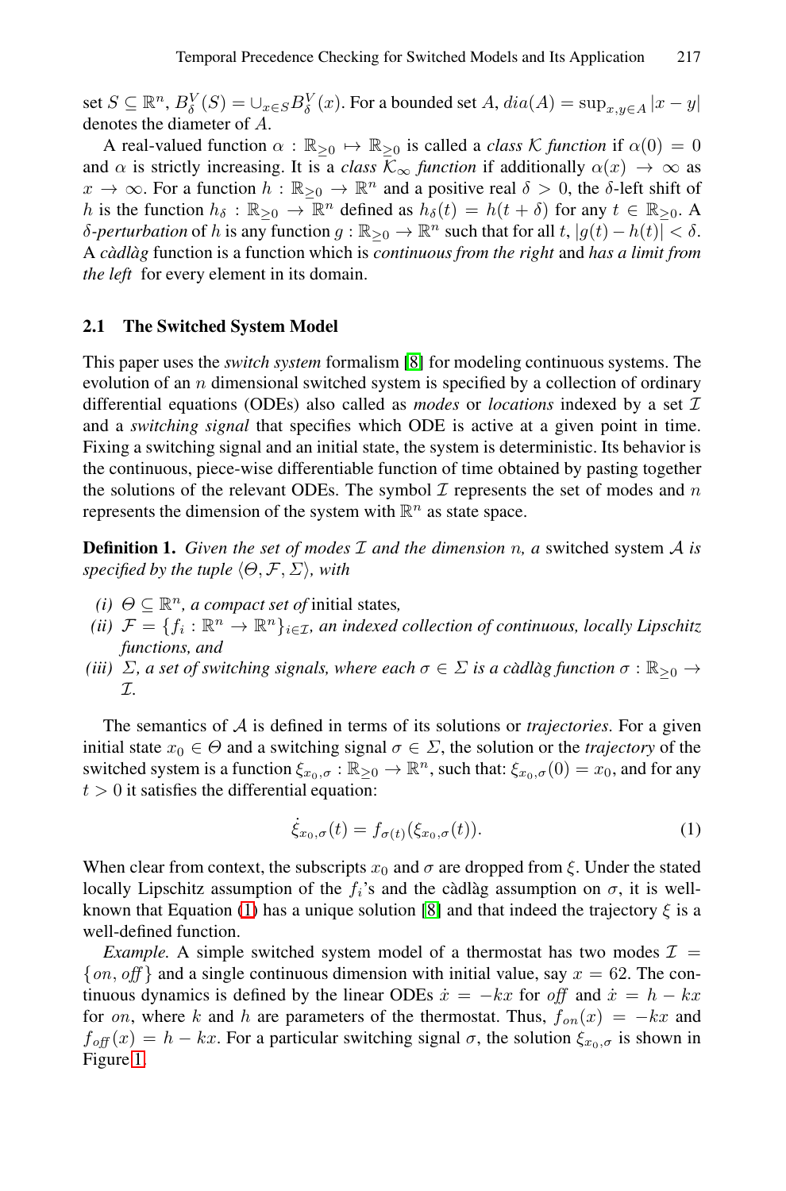set $S \subseteq \mathbb{R}^n$, $B^V_\delta(S) = \cup_{x \in S} B^V_\delta(x)$. For a bounded set $A$, $dia(A) = \sup_{x,y \in A} |x - y|$ denotes the diameter of $A$.

A real-valued function $\alpha : \mathbb{R}_{\geq 0} \mapsto \mathbb{R}_{\geq 0}$ is called a *class $\mathcal{K}$ function* if $\alpha(0) = 0$ and $\alpha$ is strictly increasing. It is a *class $\mathcal{K}_\infty$ function* if additionally $\alpha(x) \rightarrow \infty$ as $x \rightarrow \infty$. For a function $h : \mathbb{R}_{\geq 0} \rightarrow \mathbb{R}^n$ and a positive real $\delta > 0$, the $\delta$-left shift of $h$ is the function $h_\delta : \mathbb{R}_{\geq 0} \rightarrow \mathbb{R}^n$ defined as $h_\delta(t) = h(t + \delta)$ for any $t \in \mathbb{R}_{\geq 0}$. A *$\delta$-perturbation* of $h$ is any function $g : \mathbb{R}_{\geq 0} \rightarrow \mathbb{R}^n$ such that for all $t$, $|g(t) - h(t)| < \delta$. A *càdlàg* function is a function which is *continuous from the right* and *has a limit from the left* for every element in its domain.

### 2.1 The Switched System Model

This paper uses the *switch system* formalism [8] for modeling continuous systems. The evolution of an $n$ dimensional switched system is specified by a collection of ordinary differential equations (ODEs) also called as *modes* or *locations* indexed by a set $\mathcal{I}$ and a *switching signal* that specifies which ODE is active at a given point in time. Fixing a switching signal and an initial state, the system is deterministic. Its behavior is the continuous, piece-wise differentiable function of time obtained by pasting together the solutions of the relevant ODEs. The symbol $\mathcal{I}$ represents the set of modes and $n$ represents the dimension of the system with $\mathbb{R}^n$ as state space.

**Definition 1.** *Given the set of modes $\mathcal{I}$ and the dimension $n$, a* switched system $\mathcal{A}$ *is specified by the tuple $\langle \Theta, \mathcal{F}, \Sigma \rangle$, with*

*(i)* $\Theta \subseteq \mathbb{R}^n$*, a compact set of* initial states*,*
*(ii)* $\mathcal{F} = \{f_i : \mathbb{R}^n \rightarrow \mathbb{R}^n\}_{i \in \mathcal{I}}$*, an indexed collection of continuous, locally Lipschitz functions, and*
*(iii)* $\Sigma$*, a set of switching signals, where each $\sigma \in \Sigma$ is a càdlàg function $\sigma : \mathbb{R}_{\geq 0} \rightarrow \mathcal{I}$.*

The semantics of $\mathcal{A}$ is defined in terms of its solutions or *trajectories*. For a given initial state $x_0 \in \Theta$ and a switching signal $\sigma \in \Sigma$, the solution or the *trajectory* of the switched system is a function $\xi_{x_0,\sigma} : \mathbb{R}_{\geq 0} \rightarrow \mathbb{R}^n$, such that: $\xi_{x_0,\sigma}(0) = x_0$, and for any $t > 0$ it satisfies the differential equation:

$$\dot{\xi}_{x_0,\sigma}(t) = f_{\sigma(t)}(\xi_{x_0,\sigma}(t)). \tag{1}$$

When clear from context, the subscripts $x_0$ and $\sigma$ are dropped from $\xi$. Under the stated locally Lipschitz assumption of the $f_i$'s and the càdlàg assumption on $\sigma$, it is well-known that Equation (1) has a unique solution [8] and that indeed the trajectory $\xi$ is a well-defined function.

*Example.* A simple switched system model of a thermostat has two modes $\mathcal{I} = \{on, off\}$ and a single continuous dimension with initial value, say $x = 62$. The continuous dynamics is defined by the linear ODEs $\dot{x} = -kx$ for *off* and $\dot{x} = h - kx$ for $on$, where $k$ and $h$ are parameters of the thermostat. Thus, $f_{on}(x) = -kx$ and $f_{off}(x) = h - kx$. For a particular switching signal $\sigma$, the solution $\xi_{x_0,\sigma}$ is shown in Figure 1.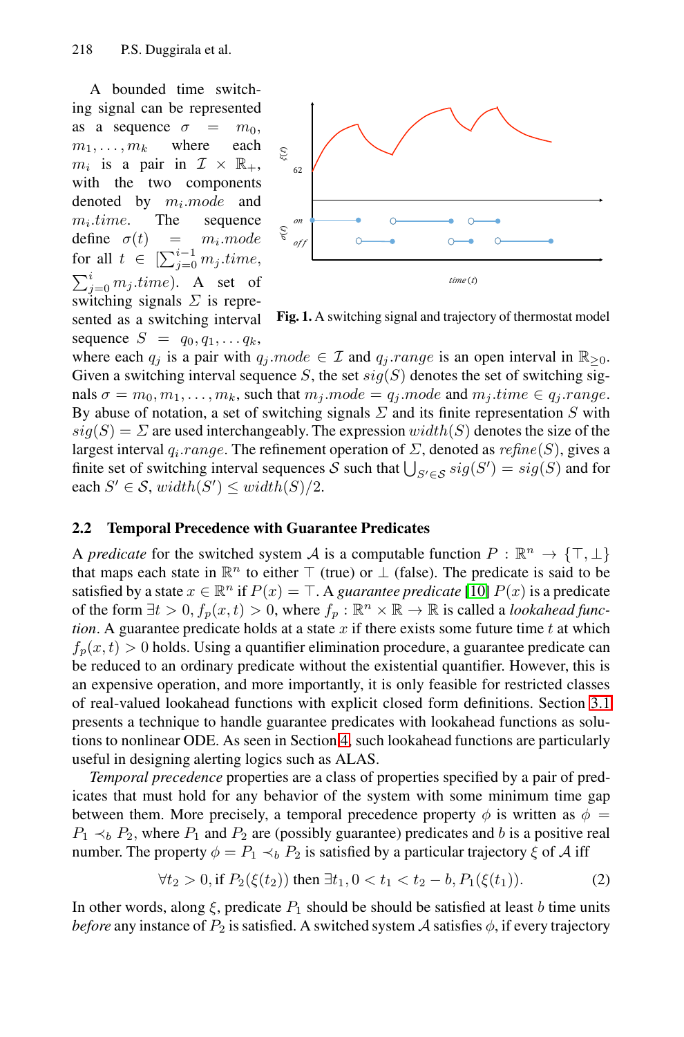A bounded time switching signal can be represented as a sequence $\sigma = m_0, m_1, \ldots, m_k$ where each $m_i$ is a pair in $\mathcal{I} \times \mathbb{R}_+$, with the two components denoted by $m_i.mode$ and $m_i.time$. The sequence define $\sigma(t) = m_i.mode$ for all $t \in [\sum_{j=0}^{i-1} m_j.time, \sum_{j=0}^{i} m_j.time)$. A set of switching signals $\Sigma$ is represented as a switching interval sequence $S = q_0, q_1, \ldots q_k$, where each $q_j$ is a pair with $q_j.mode \in \mathcal{I}$ and $q_j.range$ is an open interval in $\mathbb{R}_{\geq 0}$. Given a switching interval sequence $S$, the set $sig(S)$ denotes the set of switching signals $\sigma = m_0, m_1, \ldots, m_k$, such that $m_j.mode = q_j.mode$ and $m_j.time \in q_j.range$. By abuse of notation, a set of switching signals $\Sigma$ and its finite representation $S$ with $sig(S) = \Sigma$ are used interchangeably. The expression $width(S)$ denotes the size of the largest interval $q_i.range$. The refinement operation of $\Sigma$, denoted as $refine(S)$, gives a finite set of switching interval sequences $\mathcal{S}$ such that $\bigcup_{S' \in \mathcal{S}} sig(S') = sig(S)$ and for each $S' \in \mathcal{S}$, $width(S') \leq width(S)/2$.

**Fig. 1.** A switching signal and trajectory of thermostat model

## 2.2 Temporal Precedence with Guarantee Predicates

A *predicate* for the switched system $\mathcal{A}$ is a computable function $P : \mathbb{R}^n \rightarrow \{\top, \bot\}$ that maps each state in $\mathbb{R}^n$ to either $\top$ (true) or $\bot$ (false). The predicate is said to be satisfied by a state $x \in \mathbb{R}^n$ if $P(x) = \top$. A *guarantee predicate* [10] $P(x)$ is a predicate of the form $\exists t > 0, f_p(x, t) > 0$, where $f_p : \mathbb{R}^n \times \mathbb{R} \rightarrow \mathbb{R}$ is called a *lookahead function*. A guarantee predicate holds at a state $x$ if there exists some future time $t$ at which $f_p(x, t) > 0$ holds. Using a quantifier elimination procedure, a guarantee predicate can be reduced to an ordinary predicate without the existential quantifier. However, this is an expensive operation, and more importantly, it is only feasible for restricted classes of real-valued lookahead functions with explicit closed form definitions. Section 3.1 presents a technique to handle guarantee predicates with lookahead functions as solutions to nonlinear ODE. As seen in Section 4, such lookahead functions are particularly useful in designing alerting logics such as ALAS.

*Temporal precedence* properties are a class of properties specified by a pair of predicates that must hold for any behavior of the system with some minimum time gap between them. More precisely, a temporal precedence property $\phi$ is written as $\phi = P_1 \prec_b P_2$, where $P_1$ and $P_2$ are (possibly guarantee) predicates and $b$ is a positive real number. The property $\phi = P_1 \prec_b P_2$ is satisfied by a particular trajectory $\xi$ of $\mathcal{A}$ iff

$$\forall t_2 > 0, \text{if } P_2(\xi(t_2)) \text{ then } \exists t_1, 0 < t_1 < t_2 - b, P_1(\xi(t_1)). \tag{2}$$

In other words, along $\xi$, predicate $P_1$ should be should be satisfied at least $b$ time units *before* any instance of $P_2$ is satisfied. A switched system $\mathcal{A}$ satisfies $\phi$, if every trajectory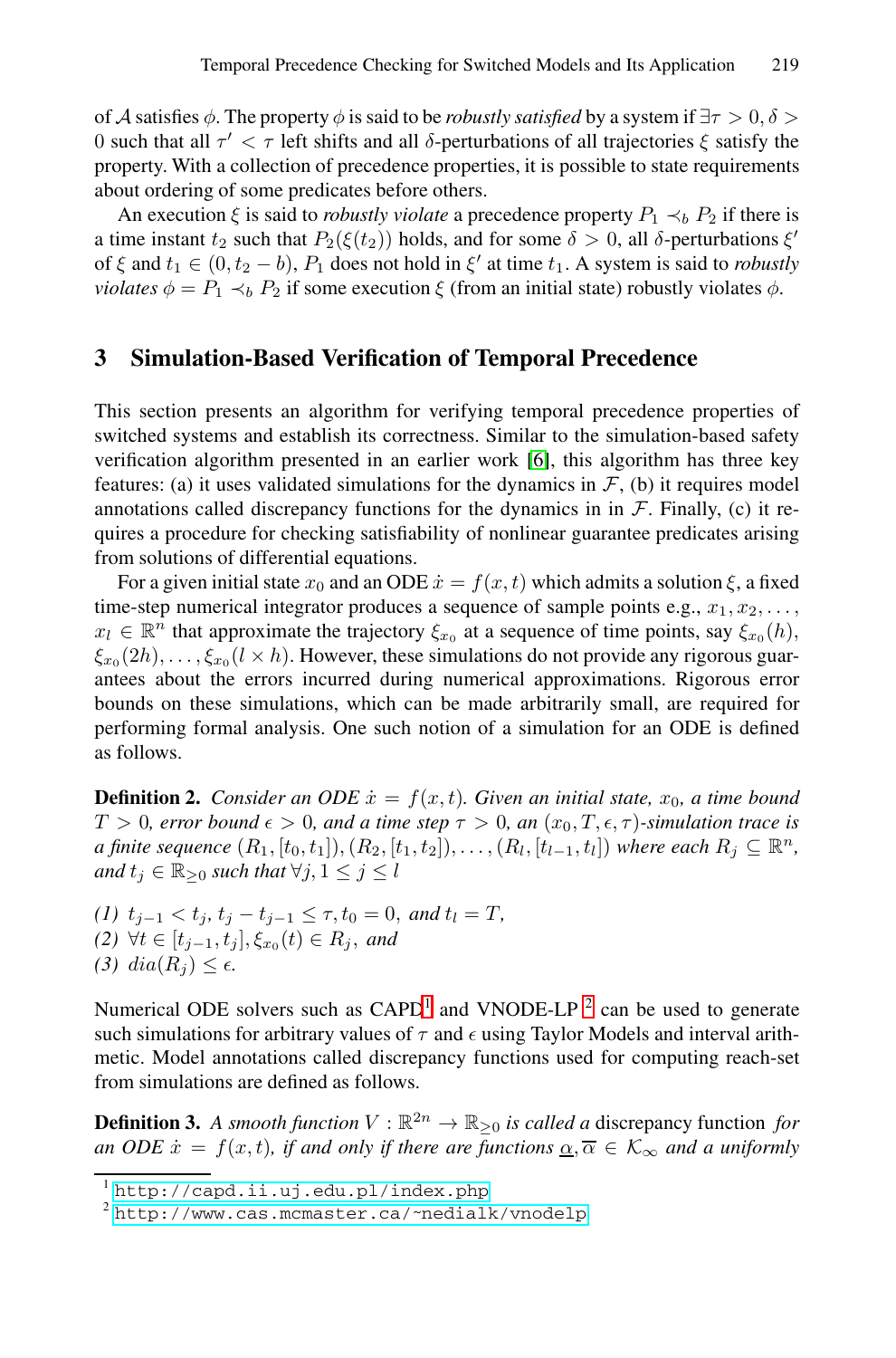of $\mathcal{A}$ satisfies $\phi$. The property $\phi$ is said to be *robustly satisfied* by a system if $\exists \tau > 0, \delta > 0$ such that all $\tau' < \tau$ left shifts and all $\delta$-perturbations of all trajectories $\xi$ satisfy the property. With a collection of precedence properties, it is possible to state requirements about ordering of some predicates before others.

An execution $\xi$ is said to *robustly violate* a precedence property $P_1 \prec_b P_2$ if there is a time instant $t_2$ such that $P_2(\xi(t_2))$ holds, and for some $\delta > 0$, all $\delta$-perturbations $\xi'$ of $\xi$ and $t_1 \in (0, t_2 - b)$, $P_1$ does not hold in $\xi'$ at time $t_1$. A system is said to *robustly violates* $\phi = P_1 \prec_b P_2$ if some execution $\xi$ (from an initial state) robustly violates $\phi$.

## 3 Simulation-Based Verification of Temporal Precedence

This section presents an algorithm for verifying temporal precedence properties of switched systems and establish its correctness. Similar to the simulation-based safety verification algorithm presented in an earlier work [6], this algorithm has three key features: (a) it uses validated simulations for the dynamics in $\mathcal{F}$, (b) it requires model annotations called discrepancy functions for the dynamics in in $\mathcal{F}$. Finally, (c) it requires a procedure for checking satisfiability of nonlinear guarantee predicates arising from solutions of differential equations.

For a given initial state $x_0$ and an ODE $\dot{x} = f(x,t)$ which admits a solution $\xi$, a fixed time-step numerical integrator produces a sequence of sample points e.g., $x_1, x_2, \ldots, x_l \in \mathbb{R}^n$ that approximate the trajectory $\xi_{x_0}$ at a sequence of time points, say $\xi_{x_0}(h)$, $\xi_{x_0}(2h), \ldots, \xi_{x_0}(l \times h)$. However, these simulations do not provide any rigorous guarantees about the errors incurred during numerical approximations. Rigorous error bounds on these simulations, which can be made arbitrarily small, are required for performing formal analysis. One such notion of a simulation for an ODE is defined as follows.

**Definition 2.** *Consider an ODE $\dot{x} = f(x,t)$. Given an initial state, $x_0$, a time bound $T > 0$, error bound $\epsilon > 0$, and a time step $\tau > 0$, an $(x_0, T, \epsilon, \tau)$-simulation trace is a finite sequence $(R_1, [t_0, t_1]), (R_2, [t_1, t_2]), \ldots, (R_l, [t_{l-1}, t_l])$ where each $R_j \subseteq \mathbb{R}^n$, and $t_j \in \mathbb{R}_{\geq 0}$ such that $\forall j, 1 \leq j \leq l$*

*(1) $t_{j-1} < t_j$, $t_j - t_{j-1} \leq \tau$, $t_0 = 0$, and $t_l = T$,*
*(2) $\forall t \in [t_{j-1}, t_j], \xi_{x_0}(t) \in R_j$, and*
*(3) $dia(R_j) \leq \epsilon$.*

Numerical ODE solvers such as CAPD[1] and VNODE-LP [2] can be used to generate such simulations for arbitrary values of $\tau$ and $\epsilon$ using Taylor Models and interval arithmetic. Model annotations called discrepancy functions used for computing reach-set from simulations are defined as follows.

**Definition 3.** *A smooth function $V : \mathbb{R}^{2n} \rightarrow \mathbb{R}_{\geq 0}$ is called a* discrepancy function *for an ODE $\dot{x} = f(x,t)$, if and only if there are functions $\underline{\alpha}, \overline{\alpha} \in \mathcal{K}_\infty$ and a uniformly*

[1] http://capd.ii.uj.edu.pl/index.php

[2] http://www.cas.mcmaster.ca/~nedialk/vnodelp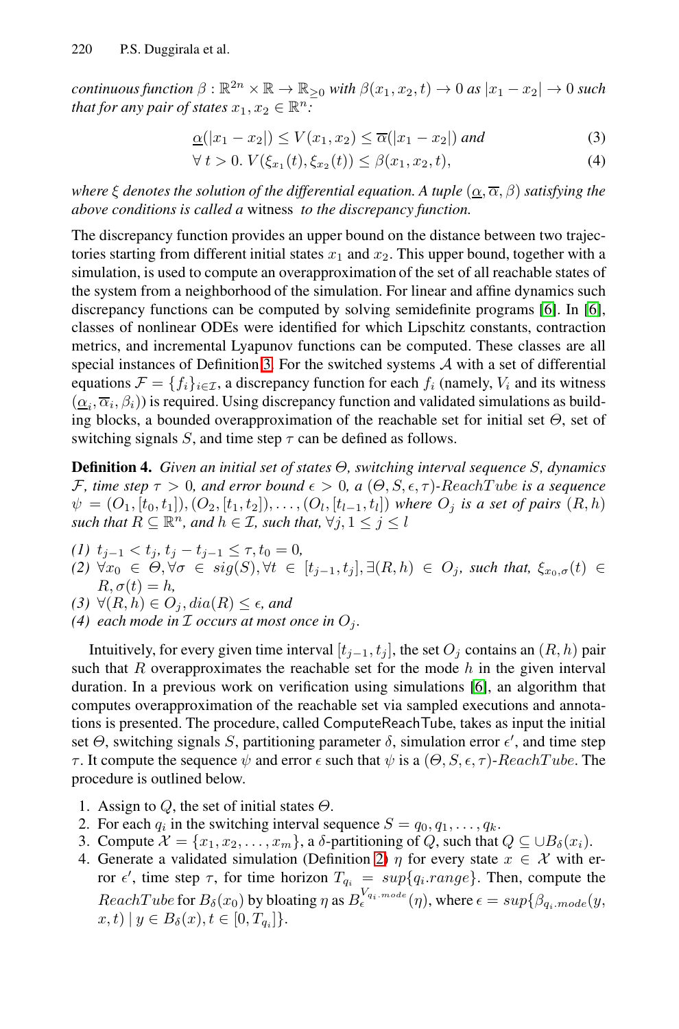*continuous function $\beta : \mathbb{R}^{2n} \times \mathbb{R} \rightarrow \mathbb{R}_{\geq 0}$ with $\beta(x_1, x_2, t) \rightarrow 0$ as $|x_1 - x_2| \rightarrow 0$ such that for any pair of states $x_1, x_2 \in \mathbb{R}^n$:*

$$\underline{\alpha}(|x_1 - x_2|) \leq V(x_1, x_2) \leq \overline{\alpha}(|x_1 - x_2|) \text{ and} \tag{3}$$

$$\forall\, t > 0.\ V(\xi_{x_1}(t), \xi_{x_2}(t)) \leq \beta(x_1, x_2, t), \tag{4}$$

*where $\xi$ denotes the solution of the differential equation. A tuple $(\underline{\alpha}, \overline{\alpha}, \beta)$ satisfying the above conditions is called a* witness *to the discrepancy function.*

The discrepancy function provides an upper bound on the distance between two trajectories starting from different initial states $x_1$ and $x_2$. This upper bound, together with a simulation, is used to compute an overapproximation of the set of all reachable states of the system from a neighborhood of the simulation. For linear and affine dynamics such discrepancy functions can be computed by solving semidefinite programs [6]. In [6], classes of nonlinear ODEs were identified for which Lipschitz constants, contraction metrics, and incremental Lyapunov functions can be computed. These classes are all special instances of Definition 3. For the switched systems $\mathcal{A}$ with a set of differential equations $\mathcal{F} = \{f_i\}_{i \in \mathcal{I}}$, a discrepancy function for each $f_i$ (namely, $V_i$ and its witness $(\underline{\alpha}_i, \overline{\alpha}_i, \beta_i)$) is required. Using discrepancy function and validated simulations as building blocks, a bounded overapproximation of the reachable set for initial set $\Theta$, set of switching signals $S$, and time step $\tau$ can be defined as follows.

**Definition 4.** *Given an initial set of states $\Theta$, switching interval sequence $S$, dynamics $\mathcal{F}$, time step $\tau > 0$, and error bound $\epsilon > 0$, a $(\Theta, S, \epsilon, \tau)$-$ReachTube$ is a sequence $\psi = (O_1, [t_0, t_1]), (O_2, [t_1, t_2]), \ldots, (O_l, [t_{l-1}, t_l])$ where $O_j$ is a set of pairs $(R, h)$ such that $R \subseteq \mathbb{R}^n$, and $h \in \mathcal{I}$, such that, $\forall j, 1 \leq j \leq l$*

*(1) $t_{j-1} < t_j$, $t_j - t_{j-1} \leq \tau$, $t_0 = 0$,*
*(2) $\forall x_0 \in \Theta, \forall \sigma \in sig(S), \forall t \in [t_{j-1}, t_j], \exists (R, h) \in O_j$, such that, $\xi_{x_0,\sigma}(t) \in R, \sigma(t) = h$,*
*(3) $\forall (R, h) \in O_j, dia(R) \leq \epsilon$, and*
*(4) each mode in $\mathcal{I}$ occurs at most once in $O_j$.*

Intuitively, for every given time interval $[t_{j-1}, t_j]$, the set $O_j$ contains an $(R, h)$ pair such that $R$ overapproximates the reachable set for the mode $h$ in the given interval duration. In a previous work on verification using simulations [6], an algorithm that computes overapproximation of the reachable set via sampled executions and annotations is presented. The procedure, called ComputeReachTube, takes as input the initial set $\Theta$, switching signals $S$, partitioning parameter $\delta$, simulation error $\epsilon'$, and time step $\tau$. It compute the sequence $\psi$ and error $\epsilon$ such that $\psi$ is a $(\Theta, S, \epsilon, \tau)$-$ReachTube$. The procedure is outlined below.

1. Assign to $Q$, the set of initial states $\Theta$.
2. For each $q_i$ in the switching interval sequence $S = q_0, q_1, \ldots, q_k$.
3. Compute $\mathcal{X} = \{x_1, x_2, \ldots, x_m\}$, a $\delta$-partitioning of $Q$, such that $Q \subseteq \cup B_\delta(x_i)$.
4. Generate a validated simulation (Definition 2) $\eta$ for every state $x \in \mathcal{X}$ with error $\epsilon'$, time step $\tau$, for time horizon $T_{q_i} = sup\{q_i.range\}$. Then, compute the $ReachTube$ for $B_\delta(x_0)$ by bloating $\eta$ as $B_\epsilon^{V_{q_i.mode}}(\eta)$, where $\epsilon = sup\{\beta_{q_i.mode}(y, x, t) \mid y \in B_\delta(x), t \in [0, T_{q_i}]\}$.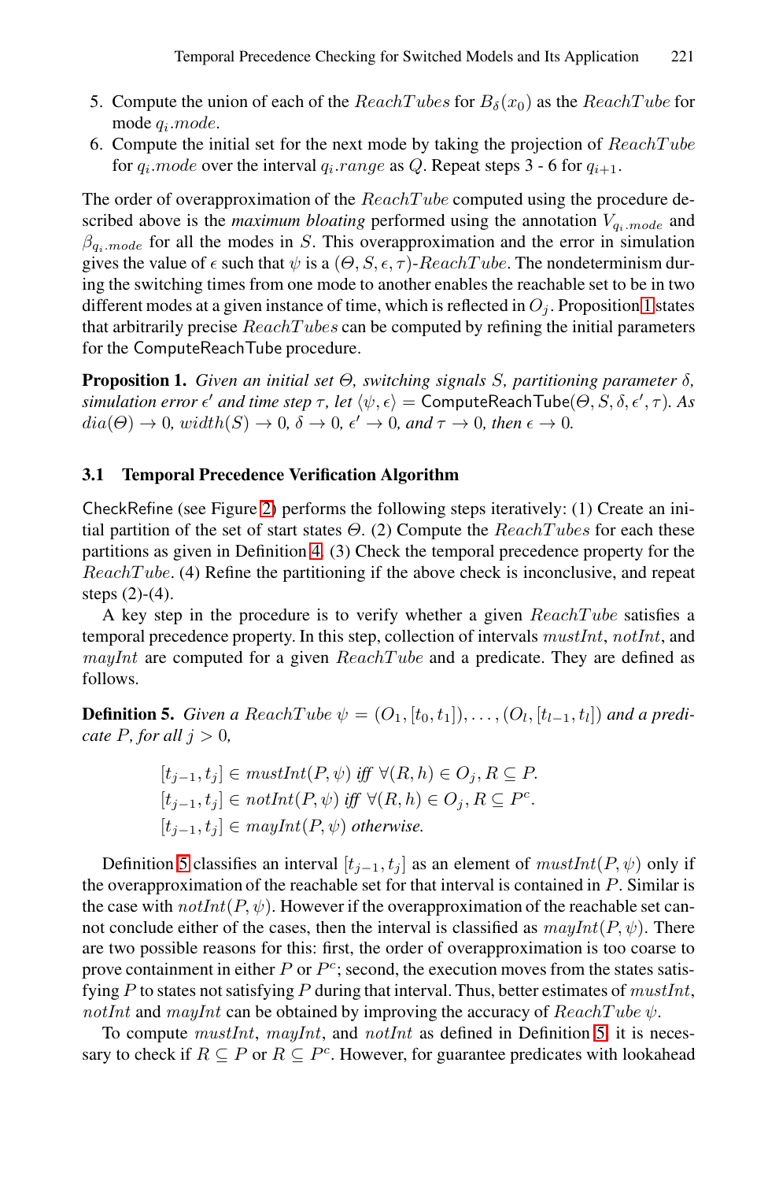5. Compute the union of each of the $ReachTubes$ for $B_\delta(x_0)$ as the $ReachTube$ for mode $q_i.mode$.
6. Compute the initial set for the next mode by taking the projection of $ReachTube$ for $q_i.mode$ over the interval $q_i.range$ as $Q$. Repeat steps 3 - 6 for $q_{i+1}$.

The order of overapproximation of the $ReachTube$ computed using the procedure described above is the ***maximum bloating*** performed using the annotation $V_{q_i.mode}$ and $\beta_{q_i.mode}$ for all the modes in $S$. This overapproximation and the error in simulation gives the value of $\epsilon$ such that $\psi$ is a $(\Theta, S, \epsilon, \tau)$-$ReachTube$. The nondeterminism during the switching times from one mode to another enables the reachable set to be in two different modes at a given instance of time, which is reflected in $O_j$. Proposition 1 states that arbitrarily precise $ReachTubes$ can be computed by refining the initial parameters for the ComputeReachTube procedure.

**Proposition 1.** *Given an initial set $\Theta$, switching signals $S$, partitioning parameter $\delta$, simulation error $\epsilon'$ and time step $\tau$, let $\langle \psi, \epsilon \rangle = \mathsf{ComputeReachTube}(\Theta, S, \delta, \epsilon', \tau)$. As $dia(\Theta) \to 0$, $width(S) \to 0$, $\delta \to 0$, $\epsilon' \to 0$, and $\tau \to 0$, then $\epsilon \to 0$.*

### 3.1 Temporal Precedence Verification Algorithm

CheckRefine (see Figure 2) performs the following steps iteratively: (1) Create an initial partition of the set of start states $\Theta$. (2) Compute the $ReachTubes$ for each these partitions as given in Definition 4. (3) Check the temporal precedence property for the $ReachTube$. (4) Refine the partitioning if the above check is inconclusive, and repeat steps (2)-(4).

A key step in the procedure is to verify whether a given $ReachTube$ satisfies a temporal precedence property. In this step, collection of intervals $mustInt$, $notInt$, and $mayInt$ are computed for a given $ReachTube$ and a predicate. They are defined as follows.

**Definition 5.** *Given a $ReachTube$ $\psi = (O_1, [t_0, t_1]), \ldots, (O_l, [t_{l-1}, t_l])$ and a predicate $P$, for all $j > 0$,*

$$[t_{j-1}, t_j] \in mustInt(P, \psi) \text{ iff } \forall (R, h) \in O_j, R \subseteq P.$$
$$[t_{j-1}, t_j] \in notInt(P, \psi) \text{ iff } \forall (R, h) \in O_j, R \subseteq P^c.$$
$$[t_{j-1}, t_j] \in mayInt(P, \psi) \text{ otherwise.}$$

Definition 5 classifies an interval $[t_{j-1}, t_j]$ as an element of $mustInt(P, \psi)$ only if the overapproximation of the reachable set for that interval is contained in $P$. Similar is the case with $notInt(P, \psi)$. However if the overapproximation of the reachable set cannot conclude either of the cases, then the interval is classified as $mayInt(P, \psi)$. There are two possible reasons for this: first, the order of overapproximation is too coarse to prove containment in either $P$ or $P^c$; second, the execution moves from the states satisfying $P$ to states not satisfying $P$ during that interval. Thus, better estimates of $mustInt$, $notInt$ and $mayInt$ can be obtained by improving the accuracy of $ReachTube$ $\psi$.

To compute $mustInt$, $mayInt$, and $notInt$ as defined in Definition 5, it is necessary to check if $R \subseteq P$ or $R \subseteq P^c$. However, for guarantee predicates with lookahead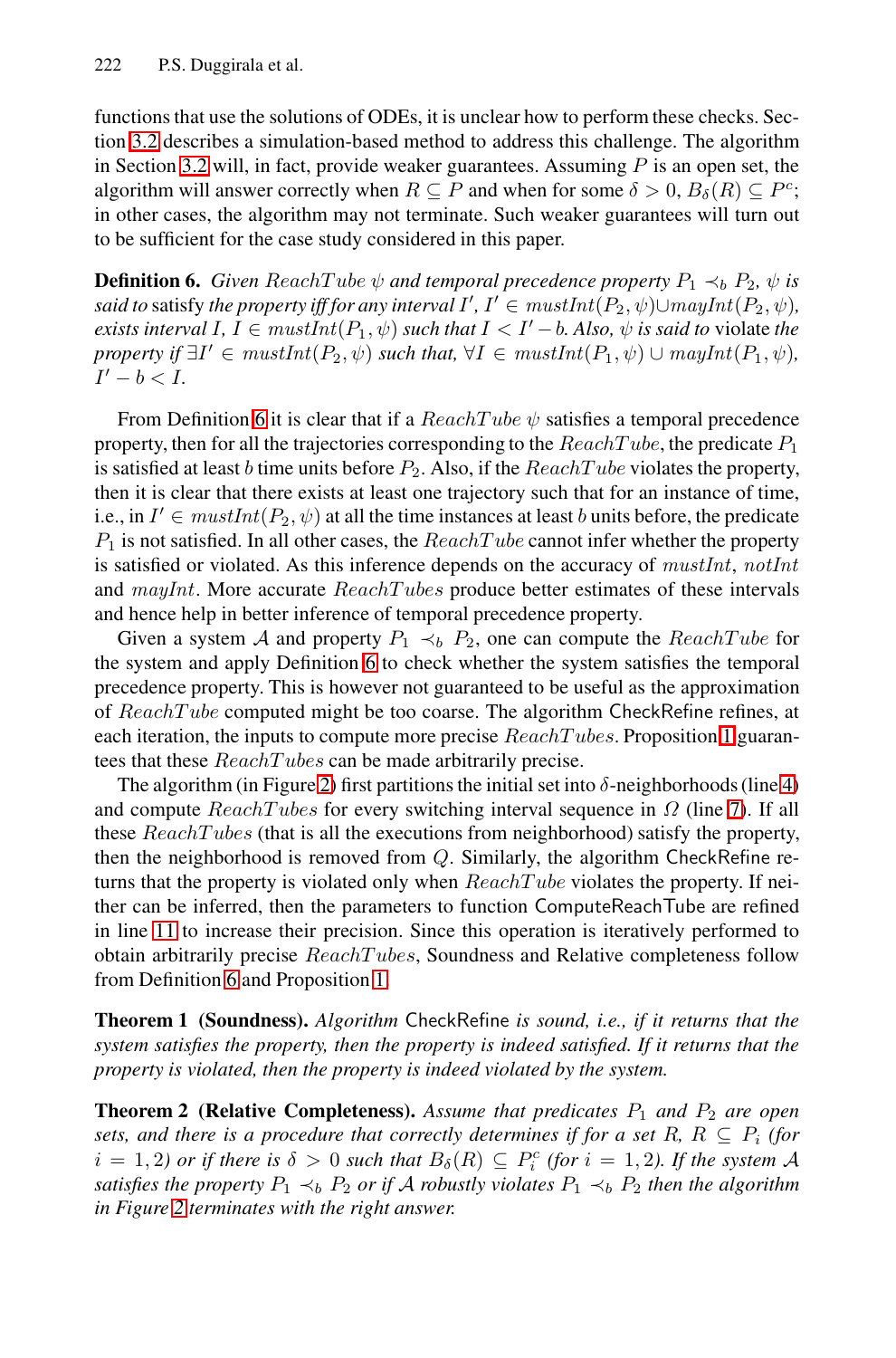functions that use the solutions of ODEs, it is unclear how to perform these checks. Section 3.2 describes a simulation-based method to address this challenge. The algorithm in Section 3.2 will, in fact, provide weaker guarantees. Assuming $P$ is an open set, the algorithm will answer correctly when $R \subseteq P$ and when for some $\delta > 0$, $B_\delta(R) \subseteq P^c$; in other cases, the algorithm may not terminate. Such weaker guarantees will turn out to be sufficient for the case study considered in this paper.

**Definition 6.** *Given $ReachTube$ $\psi$ and temporal precedence property $P_1 \prec_b P_2$, $\psi$ is said to* satisfy *the property iff for any interval $I'$, $I' \in mustInt(P_2, \psi) \cup mayInt(P_2, \psi)$, exists interval $I$, $I \in mustInt(P_1, \psi)$ such that $I < I' - b$. Also, $\psi$ is said to* violate *the property if $\exists I' \in mustInt(P_2, \psi)$ such that, $\forall I \in mustInt(P_1, \psi) \cup mayInt(P_1, \psi)$, $I' - b < I$.*

From Definition 6 it is clear that if a $ReachTube$ $\psi$ satisfies a temporal precedence property, then for all the trajectories corresponding to the $ReachTube$, the predicate $P_1$ is satisfied at least $b$ time units before $P_2$. Also, if the $ReachTube$ violates the property, then it is clear that there exists at least one trajectory such that for an instance of time, i.e., in $I' \in mustInt(P_2, \psi)$ at all the time instances at least $b$ units before, the predicate $P_1$ is not satisfied. In all other cases, the $ReachTube$ cannot infer whether the property is satisfied or violated. As this inference depends on the accuracy of $mustInt$, $notInt$ and $mayInt$. More accurate $ReachTubes$ produce better estimates of these intervals and hence help in better inference of temporal precedence property.

Given a system $\mathcal{A}$ and property $P_1 \prec_b P_2$, one can compute the $ReachTube$ for the system and apply Definition 6 to check whether the system satisfies the temporal precedence property. This is however not guaranteed to be useful as the approximation of $ReachTube$ computed might be too coarse. The algorithm CheckRefine refines, at each iteration, the inputs to compute more precise $ReachTubes$. Proposition 1 guarantees that these $ReachTubes$ can be made arbitrarily precise.

The algorithm (in Figure 2) first partitions the initial set into $\delta$-neighborhoods (line 4) and compute $ReachTubes$ for every switching interval sequence in $\Omega$ (line 7). If all these $ReachTubes$ (that is all the executions from neighborhood) satisfy the property, then the neighborhood is removed from $Q$. Similarly, the algorithm CheckRefine returns that the property is violated only when $ReachTube$ violates the property. If neither can be inferred, then the parameters to function ComputeReachTube are refined in line 11 to increase their precision. Since this operation is iteratively performed to obtain arbitrarily precise $ReachTubes$, Soundness and Relative completeness follow from Definition 6 and Proposition 1.

**Theorem 1 (Soundness).** *Algorithm* CheckRefine *is sound, i.e., if it returns that the system satisfies the property, then the property is indeed satisfied. If it returns that the property is violated, then the property is indeed violated by the system.*

**Theorem 2 (Relative Completeness).** *Assume that predicates $P_1$ and $P_2$ are open sets, and there is a procedure that correctly determines if for a set $R$, $R \subseteq P_i$ (for $i = 1, 2$) or if there is $\delta > 0$ such that $B_\delta(R) \subseteq P_i^c$ (for $i = 1, 2$). If the system $\mathcal{A}$ satisfies the property $P_1 \prec_b P_2$ or if $\mathcal{A}$ robustly violates $P_1 \prec_b P_2$ then the algorithm in Figure 2 terminates with the right answer.*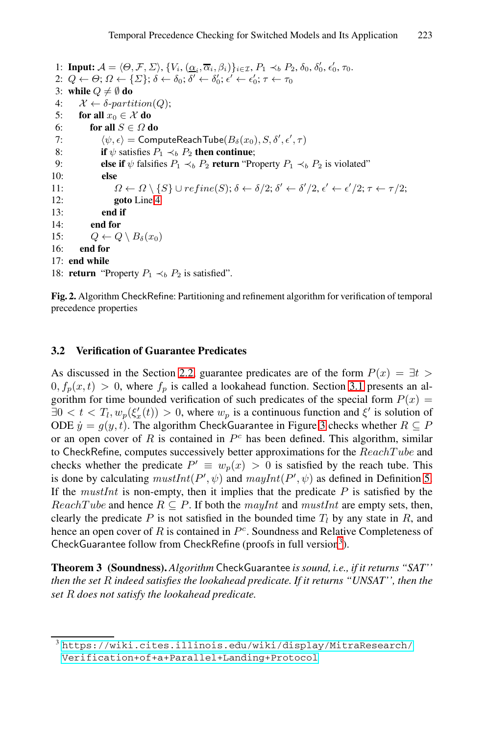```
1: Input: A = ⟨Θ, F, Σ⟩, {V_i, (α_i, ᾱ_i, β_i)}_{i∈I}, P_1 ≺_b P_2, δ_0, δ'_0, ε'_0, τ_0.
2: Q ← Θ; Ω ← {Σ}; δ ← δ_0; δ' ← δ'_0; ε' ← ε'_0; τ ← τ_0
3: while Q ≠ ∅ do
4:    X ← δ-partition(Q);
5:    for all x_0 ∈ X do
6:       for all S ∈ Ω do
7:          ⟨ψ, ε⟩ = ComputeReachTube(B_δ(x_0), S, δ', ε', τ)
8:          if ψ satisfies P_1 ≺_b P_2 then continue;
9:          else if ψ falsifies P_1 ≺_b P_2 return "Property P_1 ≺_b P_2 is violated"
10:         else
11:            Ω ← Ω \ {S} ∪ refine(S); δ ← δ/2; δ' ← δ'/2, ε' ← ε'/2; τ ← τ/2;
12:            goto Line 4
13:         end if
14:      end for
15:      Q ← Q \ B_δ(x_0)
16:   end for
17: end while
18: return "Property P_1 ≺_b P_2 is satisfied".
```

**Fig. 2.** Algorithm CheckRefine: Partitioning and refinement algorithm for verification of temporal precedence properties

### 3.2 Verification of Guarantee Predicates

As discussed in the Section 2.2, guarantee predicates are of the form $P(x) = \exists t > 0, f_p(x,t) > 0$, where $f_p$ is called a lookahead function. Section 3.1 presents an algorithm for time bounded verification of such predicates of the special form $P(x) = \exists 0 < t < T_l, w_p(\xi'_x(t)) > 0$, where $w_p$ is a continuous function and $\xi'$ is solution of ODE $\dot{y} = g(y,t)$. The algorithm CheckGuarantee in Figure 3 checks whether $R \subseteq P$ or an open cover of $R$ is contained in $P^c$ has been defined. This algorithm, similar to CheckRefine, computes successively better approximations for the $ReachTube$ and checks whether the predicate $P' \equiv w_p(x) > 0$ is satisfied by the reach tube. This is done by calculating $mustInt(P', \psi)$ and $mayInt(P', \psi)$ as defined in Definition 5. If the $mustInt$ is non-empty, then it implies that the predicate $P$ is satisfied by the $ReachTube$ and hence $R \subseteq P$. If both the $mayInt$ and $mustInt$ are empty sets, then, clearly the predicate $P$ is not satisfied in the bounded time $T_l$ by any state in $R$, and hence an open cover of $R$ is contained in $P^c$. Soundness and Relative Completeness of CheckGuarantee follow from CheckRefine (proofs in full version[3]).

**Theorem 3 (Soundness).** *Algorithm* CheckGuarantee *is sound, i.e., if it returns "SAT" then the set $R$ indeed satisfies the lookahead predicate. If it returns "UNSAT", then the set $R$ does not satisfy the lookahead predicate.*

---

[3] https://wiki.cites.illinois.edu/wiki/display/MitraResearch/Verification+of+a+Parallel+Landing+Protocol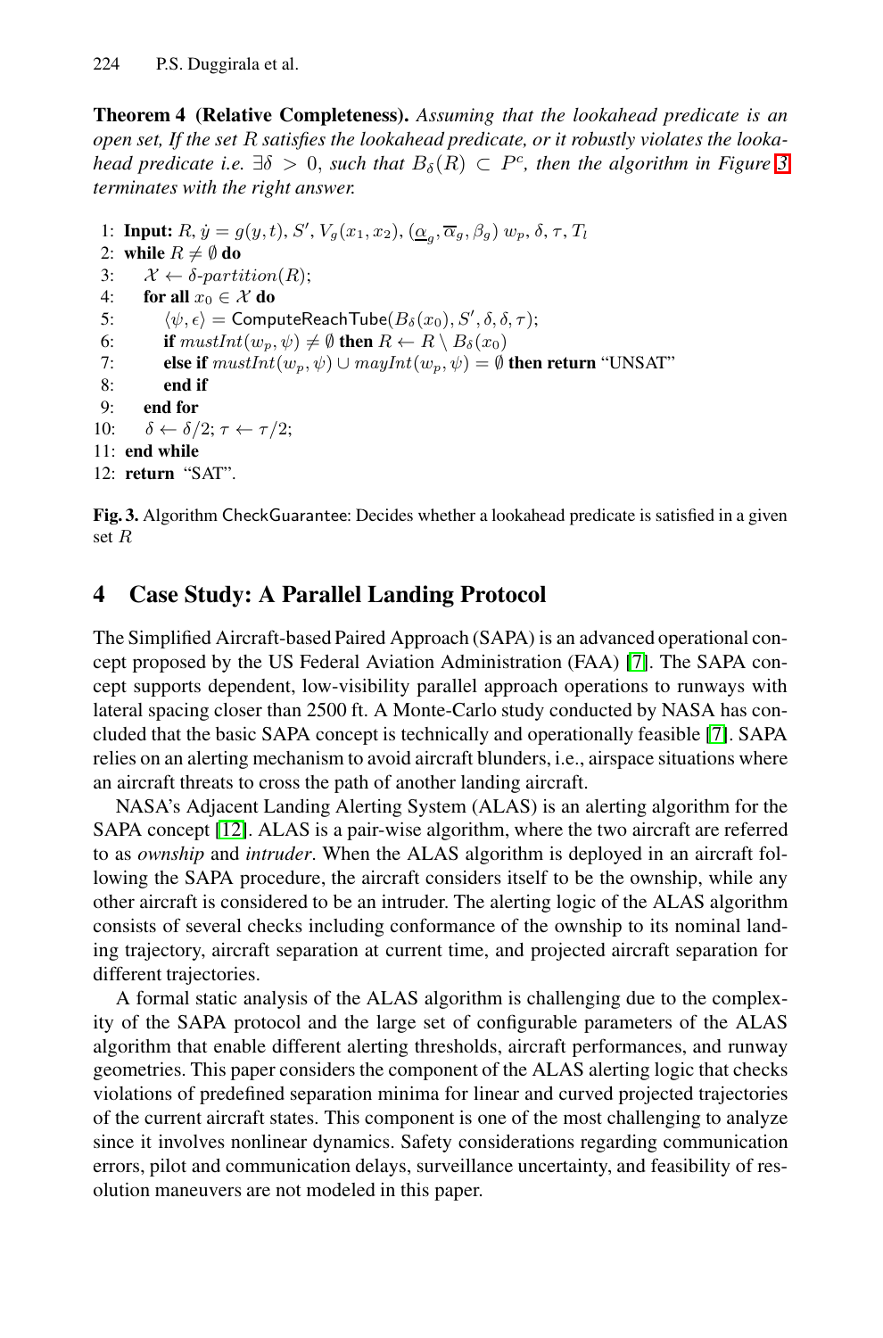**Theorem 4 (Relative Completeness).** *Assuming that the lookahead predicate is an open set, If the set $R$ satisfies the lookahead predicate, or it robustly violates the lookahead predicate i.e. $\exists \delta > 0$, such that $B_\delta(R) \subset P^c$, then the algorithm in Figure 3 terminates with the right answer.*

```
1:  Input: R, ẏ = g(y,t), S', V_g(x_1,x_2), (α_g, ᾱ_g, β_g) w_p, δ, τ, T_l
2:  while R ≠ ∅ do
3:      𝒳 ← δ-partition(R);
4:      for all x_0 ∈ 𝒳 do
5:          ⟨ψ, ε⟩ = ComputeReachTube(B_δ(x_0), S', δ, δ, τ);
6:          if mustInt(w_p, ψ) ≠ ∅ then R ← R \ B_δ(x_0)
7:          else if mustInt(w_p, ψ) ∪ mayInt(w_p, ψ) = ∅ then return "UNSAT"
8:          end if
9:      end for
10:     δ ← δ/2; τ ← τ/2;
11: end while
12: return "SAT".
```

**Fig. 3.** Algorithm CheckGuarantee: Decides whether a lookahead predicate is satisfied in a given set $R$

## 4 Case Study: A Parallel Landing Protocol

The Simplified Aircraft-based Paired Approach (SAPA) is an advanced operational concept proposed by the US Federal Aviation Administration (FAA) [7]. The SAPA concept supports dependent, low-visibility parallel approach operations to runways with lateral spacing closer than 2500 ft. A Monte-Carlo study conducted by NASA has concluded that the basic SAPA concept is technically and operationally feasible [7]. SAPA relies on an alerting mechanism to avoid aircraft blunders, i.e., airspace situations where an aircraft threats to cross the path of another landing aircraft.

NASA's Adjacent Landing Alerting System (ALAS) is an alerting algorithm for the SAPA concept [12]. ALAS is a pair-wise algorithm, where the two aircraft are referred to as *ownship* and *intruder*. When the ALAS algorithm is deployed in an aircraft following the SAPA procedure, the aircraft considers itself to be the ownship, while any other aircraft is considered to be an intruder. The alerting logic of the ALAS algorithm consists of several checks including conformance of the ownship to its nominal landing trajectory, aircraft separation at current time, and projected aircraft separation for different trajectories.

A formal static analysis of the ALAS algorithm is challenging due to the complexity of the SAPA protocol and the large set of configurable parameters of the ALAS algorithm that enable different alerting thresholds, aircraft performances, and runway geometries. This paper considers the component of the ALAS alerting logic that checks violations of predefined separation minima for linear and curved projected trajectories of the current aircraft states. This component is one of the most challenging to analyze since it involves nonlinear dynamics. Safety considerations regarding communication errors, pilot and communication delays, surveillance uncertainty, and feasibility of resolution maneuvers are not modeled in this paper.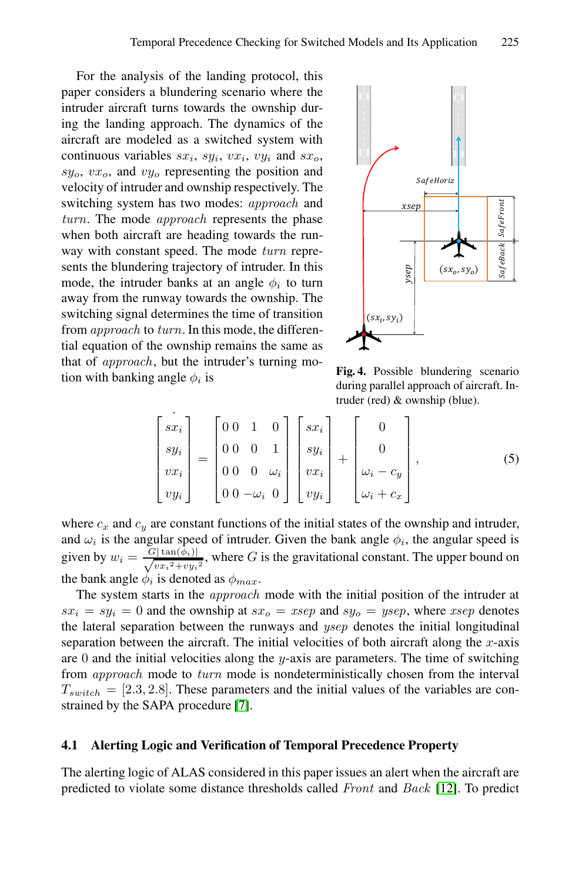For the analysis of the landing protocol, this paper considers a blundering scenario where the intruder aircraft turns towards the ownship during the landing approach. The dynamics of the aircraft are modeled as a switched system with continuous variables $sx_i$, $sy_i$, $vx_i$, $vy_i$ and $sx_o$, $sy_o$, $vx_o$, and $vy_o$ representing the position and velocity of intruder and ownship respectively. The switching system has two modes: *approach* and *turn*. The mode *approach* represents the phase when both aircraft are heading towards the runway with constant speed. The mode *turn* represents the blundering trajectory of intruder. In this mode, the intruder banks at an angle $\phi_i$ to turn away from the runway towards the ownship. The switching signal determines the time of transition from *approach* to *turn*. In this mode, the differential equation of the ownship remains the same as that of *approach*, but the intruder's turning motion with banking angle $\phi_i$ is

**Fig. 4.** Possible blundering scenario during parallel approach of aircraft. Intruder (red) & ownship (blue).

$$\dot{\begin{bmatrix} sx_i \\ sy_i \\ vx_i \\ vy_i \end{bmatrix}} = \begin{bmatrix} 0 & 0 & 1 & 0 \\ 0 & 0 & 0 & 1 \\ 0 & 0 & 0 & \omega_i \\ 0 & 0 & -\omega_i & 0 \end{bmatrix} \begin{bmatrix} sx_i \\ sy_i \\ vx_i \\ vy_i \end{bmatrix} + \begin{bmatrix} 0 \\ 0 \\ \omega_i - c_y \\ \omega_i + c_x \end{bmatrix}, \tag{5}$$

where $c_x$ and $c_y$ are constant functions of the initial states of the ownship and intruder, and $\omega_i$ is the angular speed of intruder. Given the bank angle $\phi_i$, the angular speed is given by $w_i = \frac{G|\tan(\phi_i)|}{\sqrt{vx_i{}^2+vy_i{}^2}}$, where $G$ is the gravitational constant. The upper bound on the bank angle $\phi_i$ is denoted as $\phi_{max}$.

The system starts in the *approach* mode with the initial position of the intruder at $sx_i = sy_i = 0$ and the ownship at $sx_o = xsep$ and $sy_o = ysep$, where $xsep$ denotes the lateral separation between the runways and $ysep$ denotes the initial longitudinal separation between the aircraft. The initial velocities of both aircraft along the $x$-axis are 0 and the initial velocities along the $y$-axis are parameters. The time of switching from *approach* mode to *turn* mode is nondeterministically chosen from the interval $T_{switch} = [2.3, 2.8]$. These parameters and the initial values of the variables are constrained by the SAPA procedure [7].

### 4.1 Alerting Logic and Verification of Temporal Precedence Property

The alerting logic of ALAS considered in this paper issues an alert when the aircraft are predicted to violate some distance thresholds called *Front* and *Back* [12]. To predict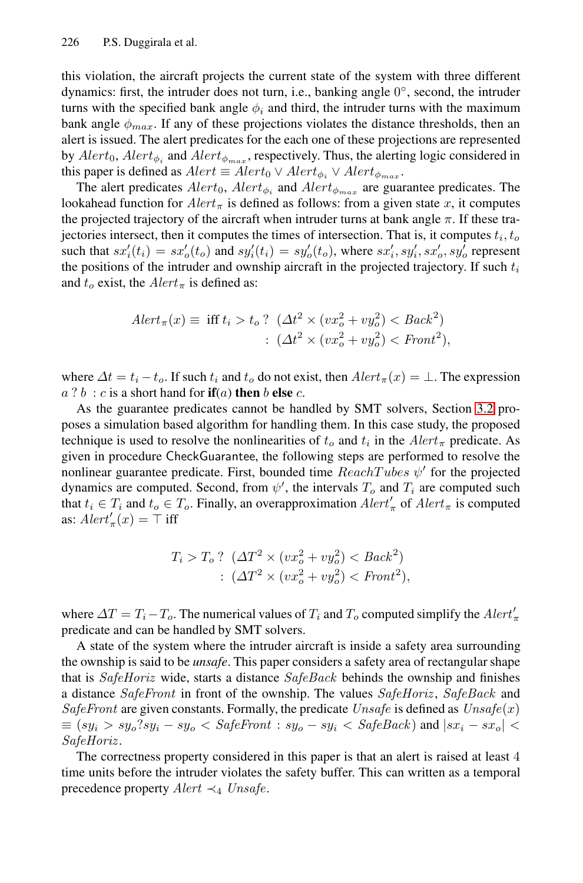this violation, the aircraft projects the current state of the system with three different dynamics: first, the intruder does not turn, i.e., banking angle $0°$, second, the intruder turns with the specified bank angle $\phi_i$ and third, the intruder turns with the maximum bank angle $\phi_{max}$. If any of these projections violates the distance thresholds, then an alert is issued. The alert predicates for the each one of these projections are represented by $Alert_0$, $Alert_{\phi_i}$ and $Alert_{\phi_{max}}$, respectively. Thus, the alerting logic considered in this paper is defined as $Alert \equiv Alert_0 \vee Alert_{\phi_i} \vee Alert_{\phi_{max}}$.

The alert predicates $Alert_0$, $Alert_{\phi_i}$ and $Alert_{\phi_{max}}$ are guarantee predicates. The lookahead function for $Alert_\pi$ is defined as follows: from a given state $x$, it computes the projected trajectory of the aircraft when intruder turns at bank angle $\pi$. If these trajectories intersect, then it computes the times of intersection. That is, it computes $t_i, t_o$ such that $sx'_i(t_i) = sx'_o(t_o)$ and $sy'_i(t_i) = sy'_o(t_o)$, where $sx'_i, sy'_i, sx'_o, sy'_o$ represent the positions of the intruder and ownship aircraft in the projected trajectory. If such $t_i$ and $t_o$ exist, the $Alert_\pi$ is defined as:

$$
\begin{aligned}
Alert_\pi(x) \equiv \text{ iff } t_i > t_o \,?\; & (\Delta t^2 \times (vx_o^2 + vy_o^2) < Back^2) \\
:\; & (\Delta t^2 \times (vx_o^2 + vy_o^2) < Front^2),
\end{aligned}
$$

where $\Delta t = t_i - t_o$. If such $t_i$ and $t_o$ do not exist, then $Alert_\pi(x) = \perp$. The expression $a \,?\, b \,:\, c$ is a short hand for **if**($a$) **then** $b$ **else** $c$.

As the guarantee predicates cannot be handled by SMT solvers, Section 3.2 proposes a simulation based algorithm for handling them. In this case study, the proposed technique is used to resolve the nonlinearities of $t_o$ and $t_i$ in the $Alert_\pi$ predicate. As given in procedure CheckGuarantee, the following steps are performed to resolve the nonlinear guarantee predicate. First, bounded time $ReachTubes$ $\psi'$ for the projected dynamics are computed. Second, from $\psi'$, the intervals $T_o$ and $T_i$ are computed such that $t_i \in T_i$ and $t_o \in T_o$. Finally, an overapproximation $Alert'_\pi$ of $Alert_\pi$ is computed as: $Alert'_\pi(x) = \top$ iff

$$
\begin{aligned}
T_i > T_o \,?\; & (\Delta T^2 \times (vx_o^2 + vy_o^2) < Back^2) \\
:\; & (\Delta T^2 \times (vx_o^2 + vy_o^2) < Front^2),
\end{aligned}
$$

where $\Delta T = T_i - T_o$. The numerical values of $T_i$ and $T_o$ computed simplify the $Alert'_\pi$ predicate and can be handled by SMT solvers.

A state of the system where the intruder aircraft is inside a safety area surrounding the ownship is said to be *unsafe*. This paper considers a safety area of rectangular shape that is $SafeHoriz$ wide, starts a distance $SafeBack$ behinds the ownship and finishes a distance $SafeFront$ in front of the ownship. The values $SafeHoriz$, $SafeBack$ and $SafeFront$ are given constants. Formally, the predicate $Unsafe$ is defined as $Unsafe(x) \equiv (sy_i > sy_o ? sy_i - sy_o < SafeFront : sy_o - sy_i < SafeBack)$ and $|sx_i - sx_o| < SafeHoriz$.

The correctness property considered in this paper is that an alert is raised at least $4$ time units before the intruder violates the safety buffer. This can written as a temporal precedence property $Alert \prec_4 Unsafe$.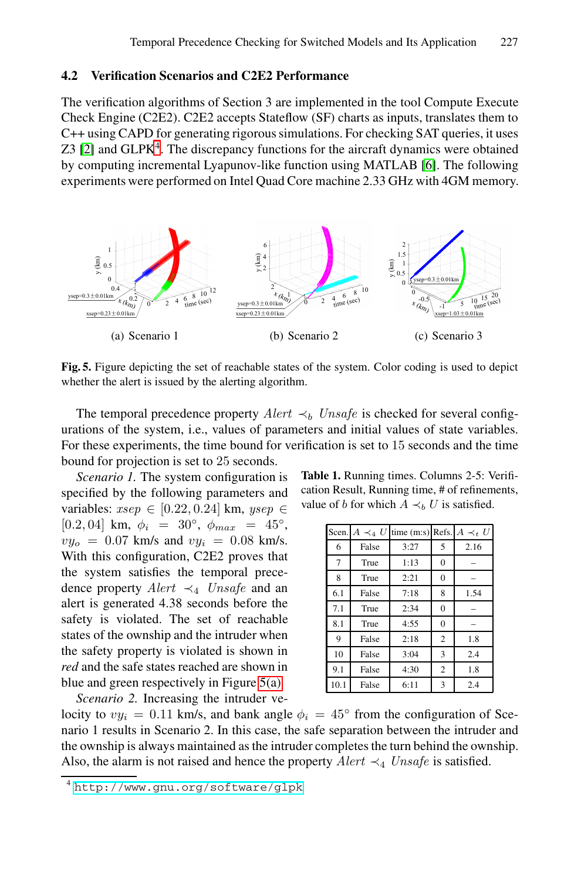### 4.2 Verification Scenarios and C2E2 Performance

The verification algorithms of Section 3 are implemented in the tool Compute Execute Check Engine (C2E2). C2E2 accepts Stateflow (SF) charts as inputs, translates them to C++ using CAPD for generating rigorous simulations. For checking SAT queries, it uses Z3 [2] and GLPK[4]. The discrepancy functions for the aircraft dynamics were obtained by computing incremental Lyapunov-like function using MATLAB [6]. The following experiments were performed on Intel Quad Core machine 2.33 GHz with 4GM memory.

(a) Scenario 1 (b) Scenario 2 (c) Scenario 3

**Fig. 5.** Figure depicting the set of reachable states of the system. Color coding is used to depict whether the alert is issued by the alerting algorithm.

The temporal precedence property $Alert \prec_b Unsafe$ is checked for several configurations of the system, i.e., values of parameters and initial values of state variables. For these experiments, the time bound for verification is set to 15 seconds and the time bound for projection is set to 25 seconds.

*Scenario 1.* The system configuration is specified by the following parameters and variables: $xsep \in [0.22, 0.24]$ km, $ysep \in [0.2, 04]$ km, $\phi_i = 30°$, $\phi_{max} = 45°$, $vy_o = 0.07$ km/s and $vy_i = 0.08$ km/s. With this configuration, C2E2 proves that the system satisfies the temporal precedence property $Alert \prec_4 Unsafe$ and an alert is generated 4.38 seconds before the safety is violated. The set of reachable states of the ownship and the intruder when the safety property is violated is shown in *red* and the safe states reached are shown in blue and green respectively in Figure 5(a).

**Table 1.** Running times. Columns 2-5: Verification Result, Running time, # of refinements, value of $b$ for which $A \prec_b U$ is satisfied.

| Scen. | $A \prec_4 U$ | time (m:s) | Refs. | $A \prec_t U$ |
|---|---|---|---|---|
| 6 | False | 3:27 | 5 | 2.16 |
| 7 | True | 1:13 | 0 | – |
| 8 | True | 2:21 | 0 | – |
| 6.1 | False | 7:18 | 8 | 1.54 |
| 7.1 | True | 2:34 | 0 | – |
| 8.1 | True | 4:55 | 0 | – |
| 9 | False | 2:18 | 2 | 1.8 |
| 10 | False | 3:04 | 3 | 2.4 |
| 9.1 | False | 4:30 | 2 | 1.8 |
| 10.1 | False | 6:11 | 3 | 2.4 |

*Scenario 2.* Increasing the intruder velocity to $vy_i = 0.11$ km/s, and bank angle $\phi_i = 45°$ from the configuration of Scenario 1 results in Scenario 2. In this case, the safe separation between the intruder and the ownship is always maintained as the intruder completes the turn behind the ownship. Also, the alarm is not raised and hence the property $Alert \prec_4 Unsafe$ is satisfied.

[4] http://www.gnu.org/software/glpk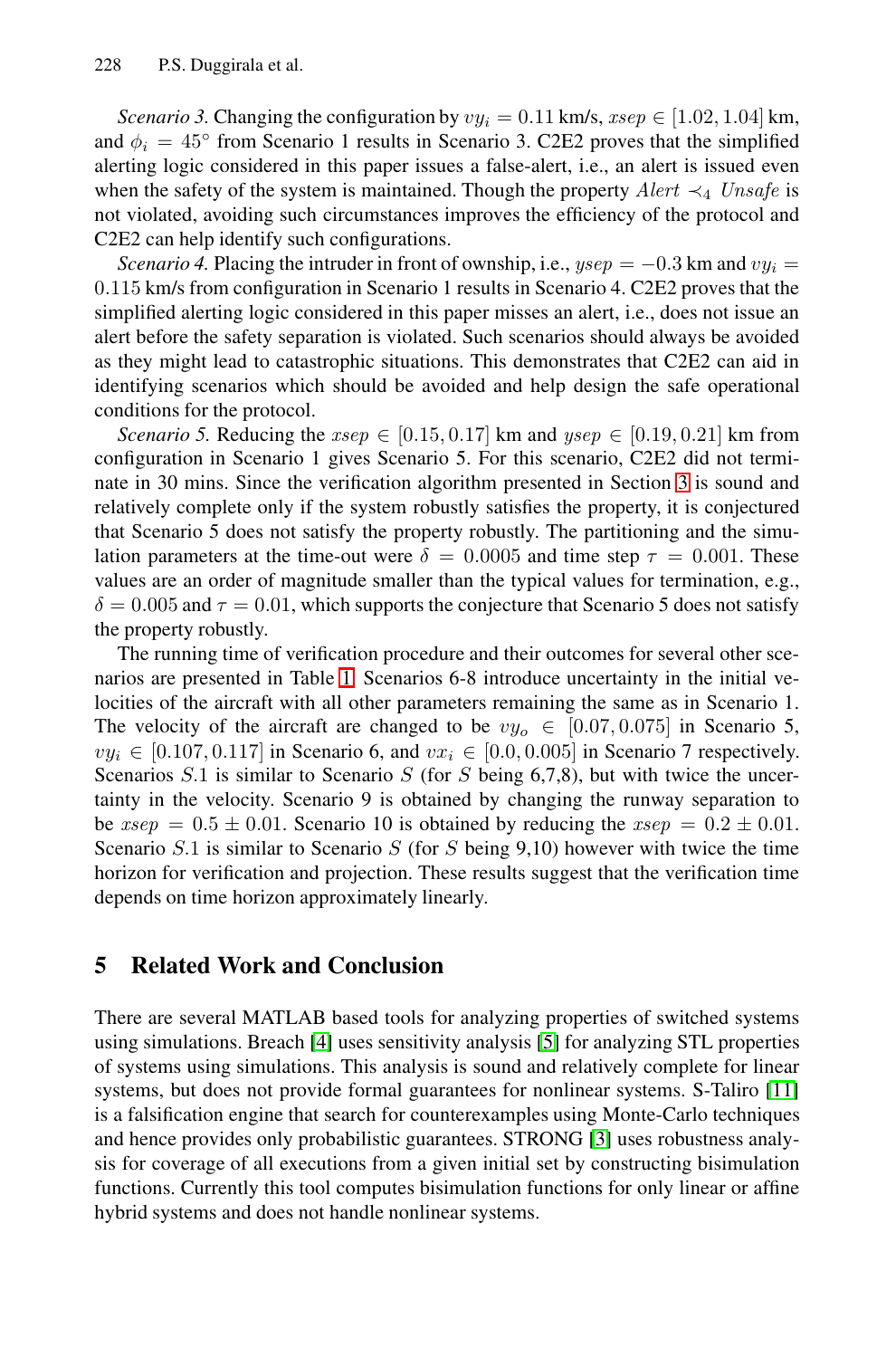*Scenario 3.* Changing the configuration by $vy_i = 0.11$ km/s, $xsep \in [1.02, 1.04]$ km, and $\phi_i = 45°$ from Scenario 1 results in Scenario 3. C2E2 proves that the simplified alerting logic considered in this paper issues a false-alert, i.e., an alert is issued even when the safety of the system is maintained. Though the property $Alert \prec_4 Unsafe$ is not violated, avoiding such circumstances improves the efficiency of the protocol and C2E2 can help identify such configurations.

*Scenario 4.* Placing the intruder in front of ownship, i.e., $ysep = -0.3$ km and $vy_i = 0.115$ km/s from configuration in Scenario 1 results in Scenario 4. C2E2 proves that the simplified alerting logic considered in this paper misses an alert, i.e., does not issue an alert before the safety separation is violated. Such scenarios should always be avoided as they might lead to catastrophic situations. This demonstrates that C2E2 can aid in identifying scenarios which should be avoided and help design the safe operational conditions for the protocol.

*Scenario 5.* Reducing the $xsep \in [0.15, 0.17]$ km and $ysep \in [0.19, 0.21]$ km from configuration in Scenario 1 gives Scenario 5. For this scenario, C2E2 did not terminate in 30 mins. Since the verification algorithm presented in Section 3 is sound and relatively complete only if the system robustly satisfies the property, it is conjectured that Scenario 5 does not satisfy the property robustly. The partitioning and the simulation parameters at the time-out were $\delta = 0.0005$ and time step $\tau = 0.001$. These values are an order of magnitude smaller than the typical values for termination, e.g., $\delta = 0.005$ and $\tau = 0.01$, which supports the conjecture that Scenario 5 does not satisfy the property robustly.

The running time of verification procedure and their outcomes for several other scenarios are presented in Table 1. Scenarios 6-8 introduce uncertainty in the initial velocities of the aircraft with all other parameters remaining the same as in Scenario 1. The velocity of the aircraft are changed to be $vy_o \in [0.07, 0.075]$ in Scenario 5, $vy_i \in [0.107, 0.117]$ in Scenario 6, and $vx_i \in [0.0, 0.005]$ in Scenario 7 respectively. Scenarios $S.1$ is similar to Scenario $S$ (for $S$ being 6,7,8), but with twice the uncertainty in the velocity. Scenario 9 is obtained by changing the runway separation to be $xsep = 0.5 \pm 0.01$. Scenario 10 is obtained by reducing the $xsep = 0.2 \pm 0.01$. Scenario $S.1$ is similar to Scenario $S$ (for $S$ being 9,10) however with twice the time horizon for verification and projection. These results suggest that the verification time depends on time horizon approximately linearly.

## 5 Related Work and Conclusion

There are several MATLAB based tools for analyzing properties of switched systems using simulations. Breach [4] uses sensitivity analysis [5] for analyzing STL properties of systems using simulations. This analysis is sound and relatively complete for linear systems, but does not provide formal guarantees for nonlinear systems. S-Taliro [11] is a falsification engine that search for counterexamples using Monte-Carlo techniques and hence provides only probabilistic guarantees. STRONG [3] uses robustness analysis for coverage of all executions from a given initial set by constructing bisimulation functions. Currently this tool computes bisimulation functions for only linear or affine hybrid systems and does not handle nonlinear systems.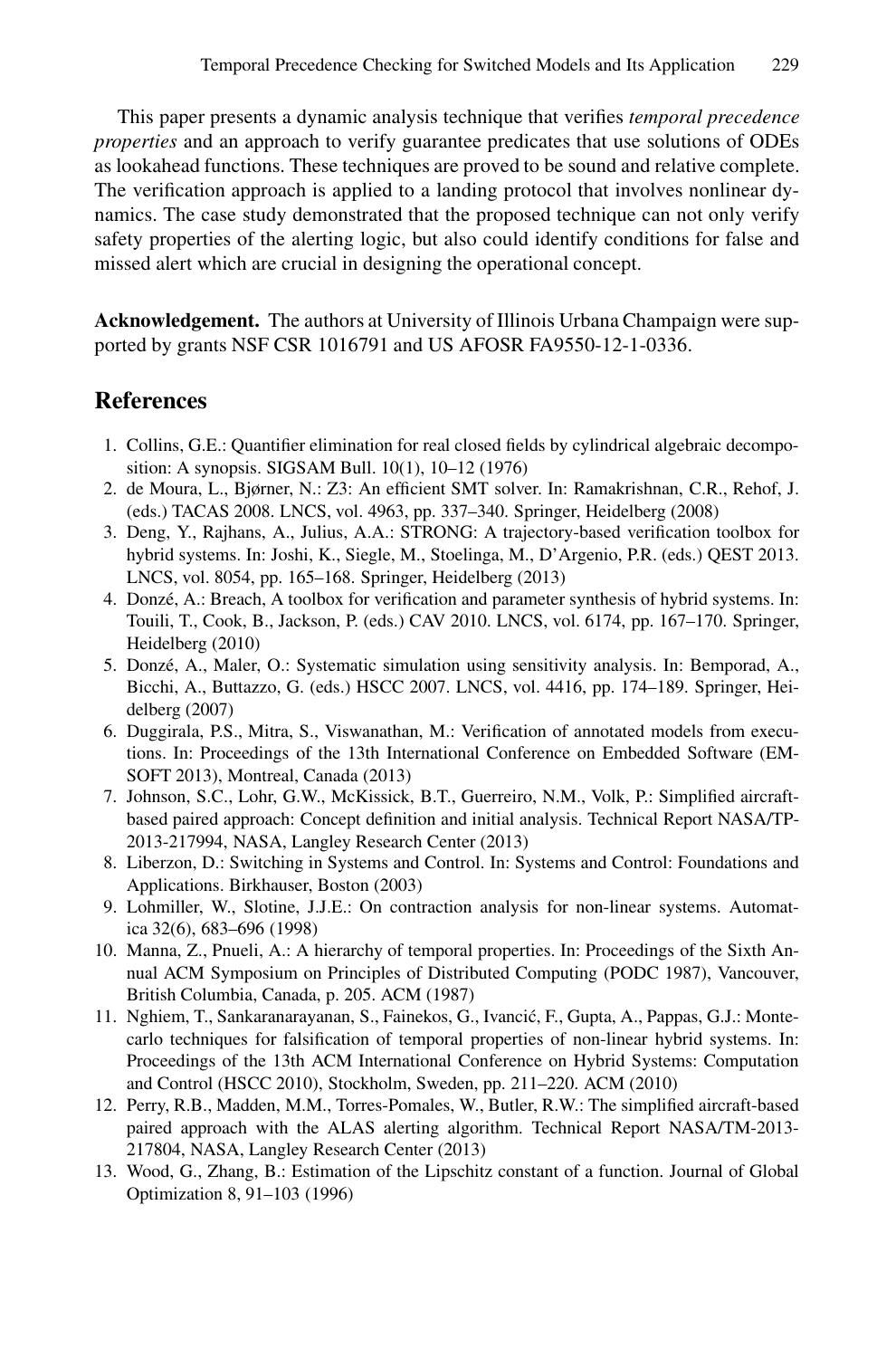This paper presents a dynamic analysis technique that verifies *temporal precedence properties* and an approach to verify guarantee predicates that use solutions of ODEs as lookahead functions. These techniques are proved to be sound and relative complete. The verification approach is applied to a landing protocol that involves nonlinear dynamics. The case study demonstrated that the proposed technique can not only verify safety properties of the alerting logic, but also could identify conditions for false and missed alert which are crucial in designing the operational concept.

**Acknowledgement.** The authors at University of Illinois Urbana Champaign were supported by grants NSF CSR 1016791 and US AFOSR FA9550-12-1-0336.

## References

1. Collins, G.E.: Quantifier elimination for real closed fields by cylindrical algebraic decomposition: A synopsis. SIGSAM Bull. 10(1), 10–12 (1976)
2. de Moura, L., Bjørner, N.: Z3: An efficient SMT solver. In: Ramakrishnan, C.R., Rehof, J. (eds.) TACAS 2008. LNCS, vol. 4963, pp. 337–340. Springer, Heidelberg (2008)
3. Deng, Y., Rajhans, A., Julius, A.A.: STRONG: A trajectory-based verification toolbox for hybrid systems. In: Joshi, K., Siegle, M., Stoelinga, M., D'Argenio, P.R. (eds.) QEST 2013. LNCS, vol. 8054, pp. 165–168. Springer, Heidelberg (2013)
4. Donzé, A.: Breach, A toolbox for verification and parameter synthesis of hybrid systems. In: Touili, T., Cook, B., Jackson, P. (eds.) CAV 2010. LNCS, vol. 6174, pp. 167–170. Springer, Heidelberg (2010)
5. Donzé, A., Maler, O.: Systematic simulation using sensitivity analysis. In: Bemporad, A., Bicchi, A., Buttazzo, G. (eds.) HSCC 2007. LNCS, vol. 4416, pp. 174–189. Springer, Heidelberg (2007)
6. Duggirala, P.S., Mitra, S., Viswanathan, M.: Verification of annotated models from executions. In: Proceedings of the 13th International Conference on Embedded Software (EMSOFT 2013), Montreal, Canada (2013)
7. Johnson, S.C., Lohr, G.W., McKissick, B.T., Guerreiro, N.M., Volk, P.: Simplified aircraft-based paired approach: Concept definition and initial analysis. Technical Report NASA/TP-2013-217994, NASA, Langley Research Center (2013)
8. Liberzon, D.: Switching in Systems and Control. In: Systems and Control: Foundations and Applications. Birkhauser, Boston (2003)
9. Lohmiller, W., Slotine, J.J.E.: On contraction analysis for non-linear systems. Automatica 32(6), 683–696 (1998)
10. Manna, Z., Pnueli, A.: A hierarchy of temporal properties. In: Proceedings of the Sixth Annual ACM Symposium on Principles of Distributed Computing (PODC 1987), Vancouver, British Columbia, Canada, p. 205. ACM (1987)
11. Nghiem, T., Sankaranarayanan, S., Fainekos, G., Ivancić, F., Gupta, A., Pappas, G.J.: Monte-carlo techniques for falsification of temporal properties of non-linear hybrid systems. In: Proceedings of the 13th ACM International Conference on Hybrid Systems: Computation and Control (HSCC 2010), Stockholm, Sweden, pp. 211–220. ACM (2010)
12. Perry, R.B., Madden, M.M., Torres-Pomales, W., Butler, R.W.: The simplified aircraft-based paired approach with the ALAS alerting algorithm. Technical Report NASA/TM-2013-217804, NASA, Langley Research Center (2013)
13. Wood, G., Zhang, B.: Estimation of the Lipschitz constant of a function. Journal of Global Optimization 8, 91–103 (1996)